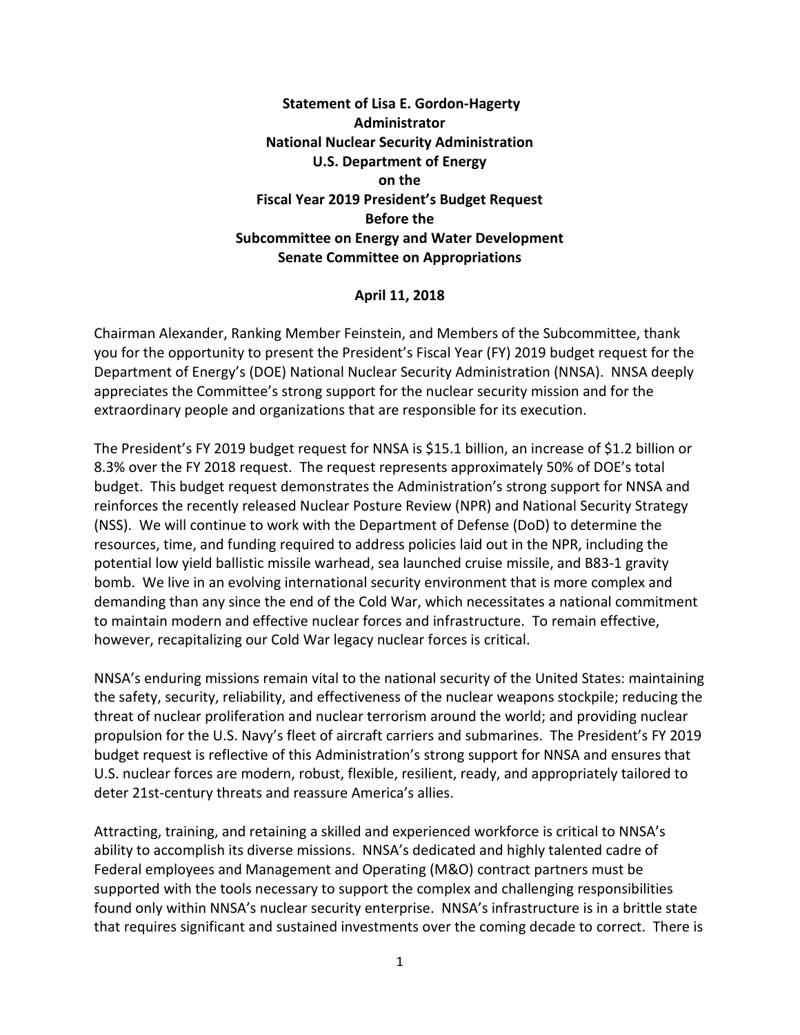**Statement of Lisa E. Gordon-Hagerty**
**Administrator**
**National Nuclear Security Administration**
**U.S. Department of Energy**
**on the**
**Fiscal Year 2019 President's Budget Request**
**Before the**
**Subcommittee on Energy and Water Development**
**Senate Committee on Appropriations**

**April 11, 2018**

Chairman Alexander, Ranking Member Feinstein, and Members of the Subcommittee, thank you for the opportunity to present the President's Fiscal Year (FY) 2019 budget request for the Department of Energy's (DOE) National Nuclear Security Administration (NNSA). NNSA deeply appreciates the Committee's strong support for the nuclear security mission and for the extraordinary people and organizations that are responsible for its execution.

The President's FY 2019 budget request for NNSA is $15.1 billion, an increase of $1.2 billion or 8.3% over the FY 2018 request. The request represents approximately 50% of DOE's total budget. This budget request demonstrates the Administration's strong support for NNSA and reinforces the recently released Nuclear Posture Review (NPR) and National Security Strategy (NSS). We will continue to work with the Department of Defense (DoD) to determine the resources, time, and funding required to address policies laid out in the NPR, including the potential low yield ballistic missile warhead, sea launched cruise missile, and B83-1 gravity bomb. We live in an evolving international security environment that is more complex and demanding than any since the end of the Cold War, which necessitates a national commitment to maintain modern and effective nuclear forces and infrastructure. To remain effective, however, recapitalizing our Cold War legacy nuclear forces is critical.

NNSA's enduring missions remain vital to the national security of the United States: maintaining the safety, security, reliability, and effectiveness of the nuclear weapons stockpile; reducing the threat of nuclear proliferation and nuclear terrorism around the world; and providing nuclear propulsion for the U.S. Navy's fleet of aircraft carriers and submarines. The President's FY 2019 budget request is reflective of this Administration's strong support for NNSA and ensures that U.S. nuclear forces are modern, robust, flexible, resilient, ready, and appropriately tailored to deter 21st-century threats and reassure America's allies.

Attracting, training, and retaining a skilled and experienced workforce is critical to NNSA's ability to accomplish its diverse missions. NNSA's dedicated and highly talented cadre of Federal employees and Management and Operating (M&O) contract partners must be supported with the tools necessary to support the complex and challenging responsibilities found only within NNSA's nuclear security enterprise. NNSA's infrastructure is in a brittle state that requires significant and sustained investments over the coming decade to correct. There is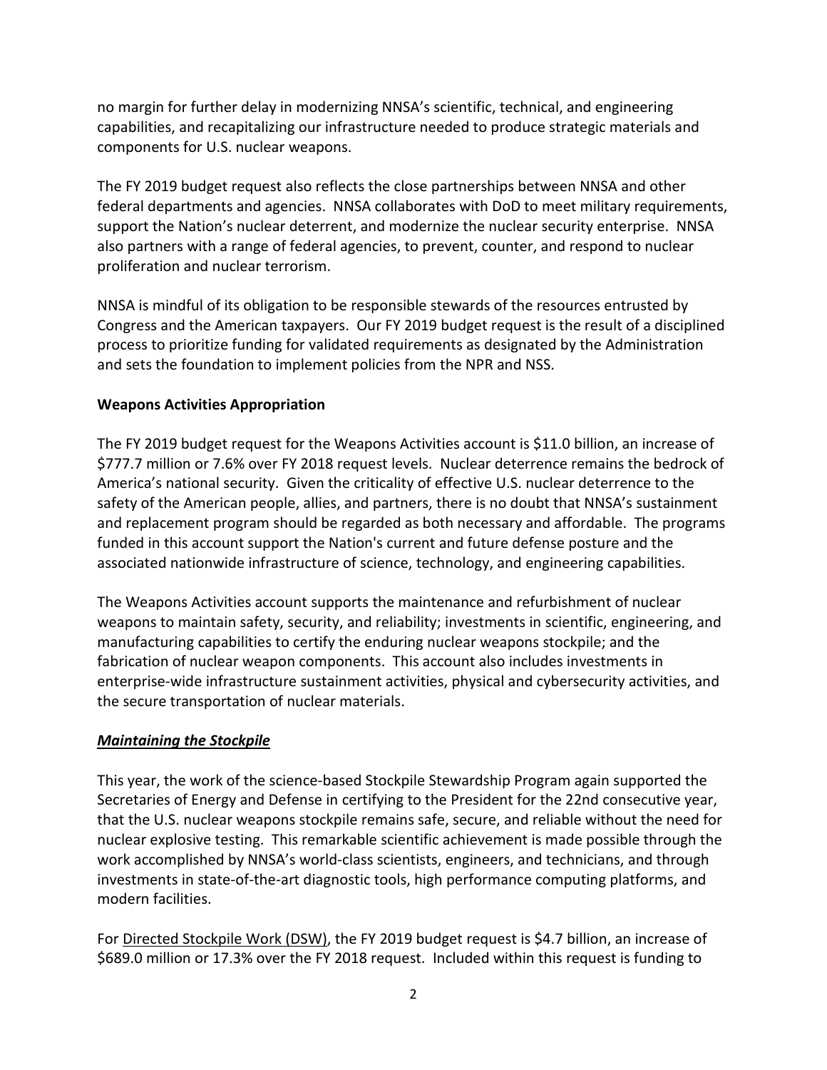no margin for further delay in modernizing NNSA's scientific, technical, and engineering capabilities, and recapitalizing our infrastructure needed to produce strategic materials and components for U.S. nuclear weapons.

The FY 2019 budget request also reflects the close partnerships between NNSA and other federal departments and agencies. NNSA collaborates with DoD to meet military requirements, support the Nation's nuclear deterrent, and modernize the nuclear security enterprise. NNSA also partners with a range of federal agencies, to prevent, counter, and respond to nuclear proliferation and nuclear terrorism.

NNSA is mindful of its obligation to be responsible stewards of the resources entrusted by Congress and the American taxpayers. Our FY 2019 budget request is the result of a disciplined process to prioritize funding for validated requirements as designated by the Administration and sets the foundation to implement policies from the NPR and NSS.

**Weapons Activities Appropriation**

The FY 2019 budget request for the Weapons Activities account is $11.0 billion, an increase of $777.7 million or 7.6% over FY 2018 request levels. Nuclear deterrence remains the bedrock of America's national security. Given the criticality of effective U.S. nuclear deterrence to the safety of the American people, allies, and partners, there is no doubt that NNSA's sustainment and replacement program should be regarded as both necessary and affordable. The programs funded in this account support the Nation's current and future defense posture and the associated nationwide infrastructure of science, technology, and engineering capabilities.

The Weapons Activities account supports the maintenance and refurbishment of nuclear weapons to maintain safety, security, and reliability; investments in scientific, engineering, and manufacturing capabilities to certify the enduring nuclear weapons stockpile; and the fabrication of nuclear weapon components. This account also includes investments in enterprise-wide infrastructure sustainment activities, physical and cybersecurity activities, and the secure transportation of nuclear materials.

***Maintaining the Stockpile***

This year, the work of the science-based Stockpile Stewardship Program again supported the Secretaries of Energy and Defense in certifying to the President for the 22nd consecutive year, that the U.S. nuclear weapons stockpile remains safe, secure, and reliable without the need for nuclear explosive testing. This remarkable scientific achievement is made possible through the work accomplished by NNSA's world-class scientists, engineers, and technicians, and through investments in state-of-the-art diagnostic tools, high performance computing platforms, and modern facilities.

For Directed Stockpile Work (DSW), the FY 2019 budget request is $4.7 billion, an increase of $689.0 million or 17.3% over the FY 2018 request. Included within this request is funding to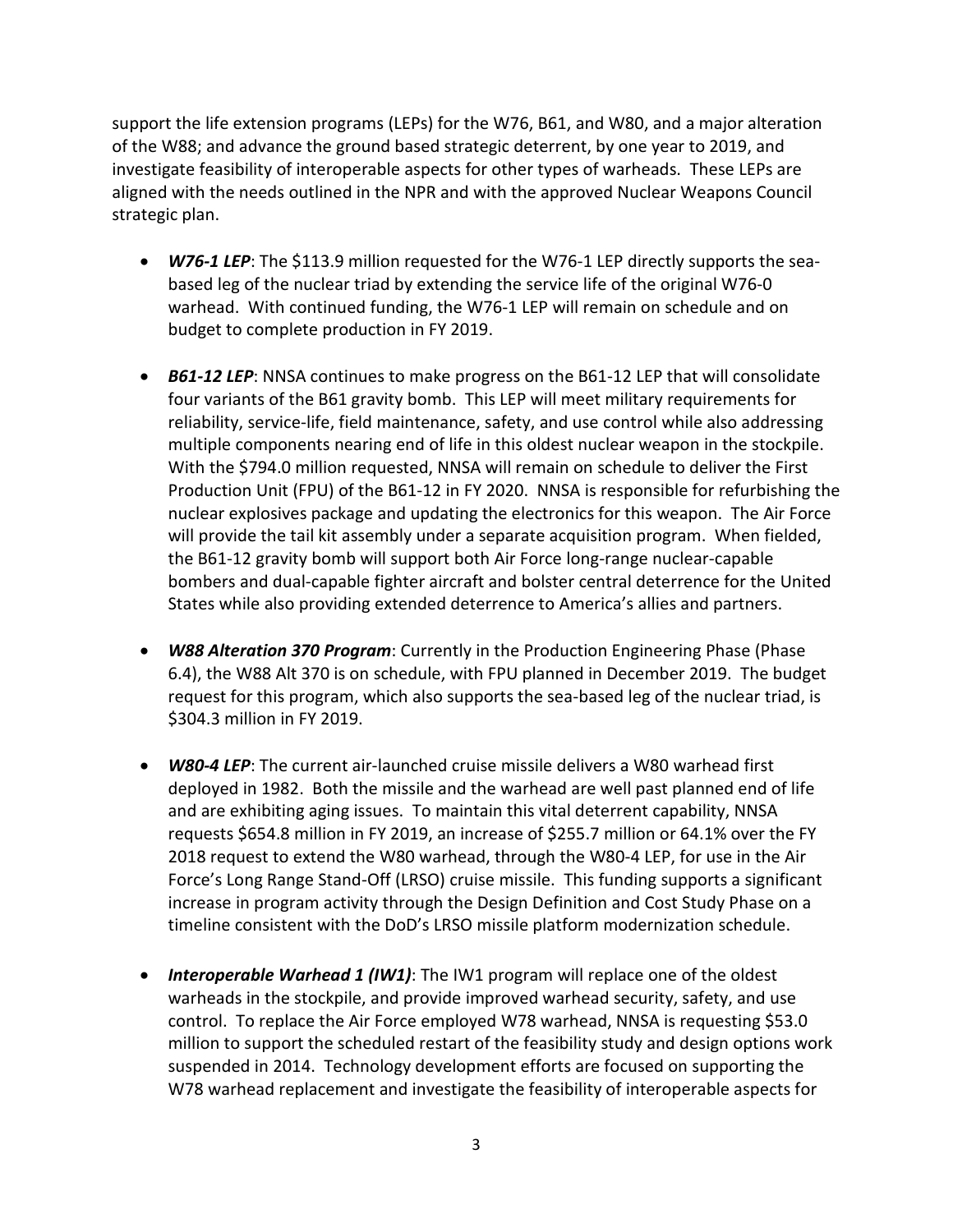support the life extension programs (LEPs) for the W76, B61, and W80, and a major alteration of the W88; and advance the ground based strategic deterrent, by one year to 2019, and investigate feasibility of interoperable aspects for other types of warheads. These LEPs are aligned with the needs outlined in the NPR and with the approved Nuclear Weapons Council strategic plan.

- ***W76-1 LEP***: The $113.9 million requested for the W76-1 LEP directly supports the sea-based leg of the nuclear triad by extending the service life of the original W76-0 warhead. With continued funding, the W76-1 LEP will remain on schedule and on budget to complete production in FY 2019.

- ***B61-12 LEP***: NNSA continues to make progress on the B61-12 LEP that will consolidate four variants of the B61 gravity bomb. This LEP will meet military requirements for reliability, service-life, field maintenance, safety, and use control while also addressing multiple components nearing end of life in this oldest nuclear weapon in the stockpile. With the $794.0 million requested, NNSA will remain on schedule to deliver the First Production Unit (FPU) of the B61-12 in FY 2020. NNSA is responsible for refurbishing the nuclear explosives package and updating the electronics for this weapon. The Air Force will provide the tail kit assembly under a separate acquisition program. When fielded, the B61-12 gravity bomb will support both Air Force long-range nuclear-capable bombers and dual-capable fighter aircraft and bolster central deterrence for the United States while also providing extended deterrence to America's allies and partners.

- ***W88 Alteration 370 Program***: Currently in the Production Engineering Phase (Phase 6.4), the W88 Alt 370 is on schedule, with FPU planned in December 2019. The budget request for this program, which also supports the sea-based leg of the nuclear triad, is $304.3 million in FY 2019.

- ***W80-4 LEP***: The current air-launched cruise missile delivers a W80 warhead first deployed in 1982. Both the missile and the warhead are well past planned end of life and are exhibiting aging issues. To maintain this vital deterrent capability, NNSA requests $654.8 million in FY 2019, an increase of $255.7 million or 64.1% over the FY 2018 request to extend the W80 warhead, through the W80-4 LEP, for use in the Air Force's Long Range Stand-Off (LRSO) cruise missile. This funding supports a significant increase in program activity through the Design Definition and Cost Study Phase on a timeline consistent with the DoD's LRSO missile platform modernization schedule.

- ***Interoperable Warhead 1 (IW1)***: The IW1 program will replace one of the oldest warheads in the stockpile, and provide improved warhead security, safety, and use control. To replace the Air Force employed W78 warhead, NNSA is requesting $53.0 million to support the scheduled restart of the feasibility study and design options work suspended in 2014. Technology development efforts are focused on supporting the W78 warhead replacement and investigate the feasibility of interoperable aspects for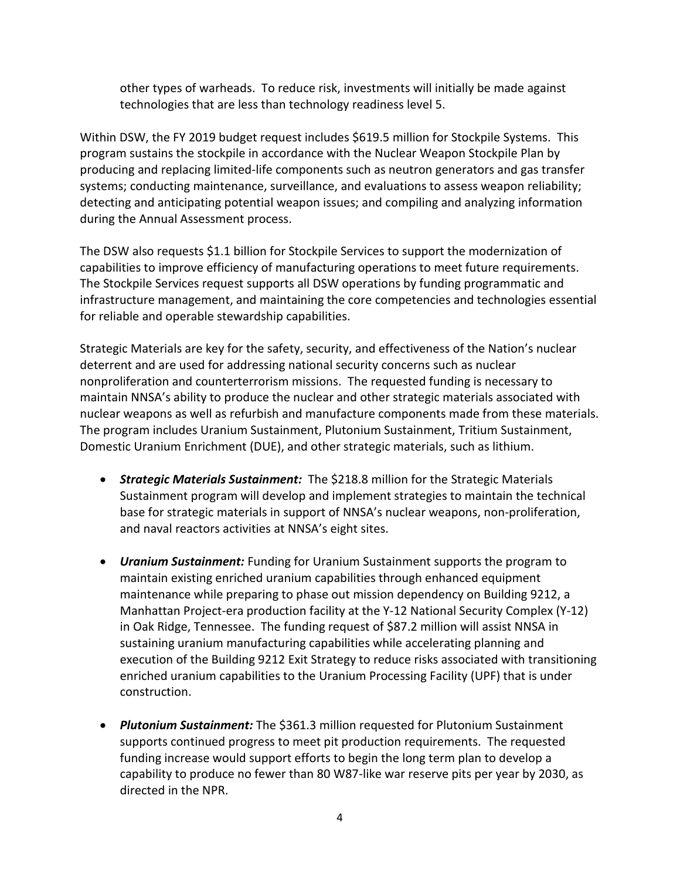other types of warheads. To reduce risk, investments will initially be made against technologies that are less than technology readiness level 5.

Within DSW, the FY 2019 budget request includes $619.5 million for Stockpile Systems. This program sustains the stockpile in accordance with the Nuclear Weapon Stockpile Plan by producing and replacing limited-life components such as neutron generators and gas transfer systems; conducting maintenance, surveillance, and evaluations to assess weapon reliability; detecting and anticipating potential weapon issues; and compiling and analyzing information during the Annual Assessment process.

The DSW also requests $1.1 billion for Stockpile Services to support the modernization of capabilities to improve efficiency of manufacturing operations to meet future requirements. The Stockpile Services request supports all DSW operations by funding programmatic and infrastructure management, and maintaining the core competencies and technologies essential for reliable and operable stewardship capabilities.

Strategic Materials are key for the safety, security, and effectiveness of the Nation's nuclear deterrent and are used for addressing national security concerns such as nuclear nonproliferation and counterterrorism missions. The requested funding is necessary to maintain NNSA's ability to produce the nuclear and other strategic materials associated with nuclear weapons as well as refurbish and manufacture components made from these materials. The program includes Uranium Sustainment, Plutonium Sustainment, Tritium Sustainment, Domestic Uranium Enrichment (DUE), and other strategic materials, such as lithium.

- ***Strategic Materials Sustainment:*** The $218.8 million for the Strategic Materials Sustainment program will develop and implement strategies to maintain the technical base for strategic materials in support of NNSA's nuclear weapons, non-proliferation, and naval reactors activities at NNSA's eight sites.

- ***Uranium Sustainment:*** Funding for Uranium Sustainment supports the program to maintain existing enriched uranium capabilities through enhanced equipment maintenance while preparing to phase out mission dependency on Building 9212, a Manhattan Project-era production facility at the Y-12 National Security Complex (Y-12) in Oak Ridge, Tennessee. The funding request of $87.2 million will assist NNSA in sustaining uranium manufacturing capabilities while accelerating planning and execution of the Building 9212 Exit Strategy to reduce risks associated with transitioning enriched uranium capabilities to the Uranium Processing Facility (UPF) that is under construction.

- ***Plutonium Sustainment:*** The $361.3 million requested for Plutonium Sustainment supports continued progress to meet pit production requirements. The requested funding increase would support efforts to begin the long term plan to develop a capability to produce no fewer than 80 W87-like war reserve pits per year by 2030, as directed in the NPR.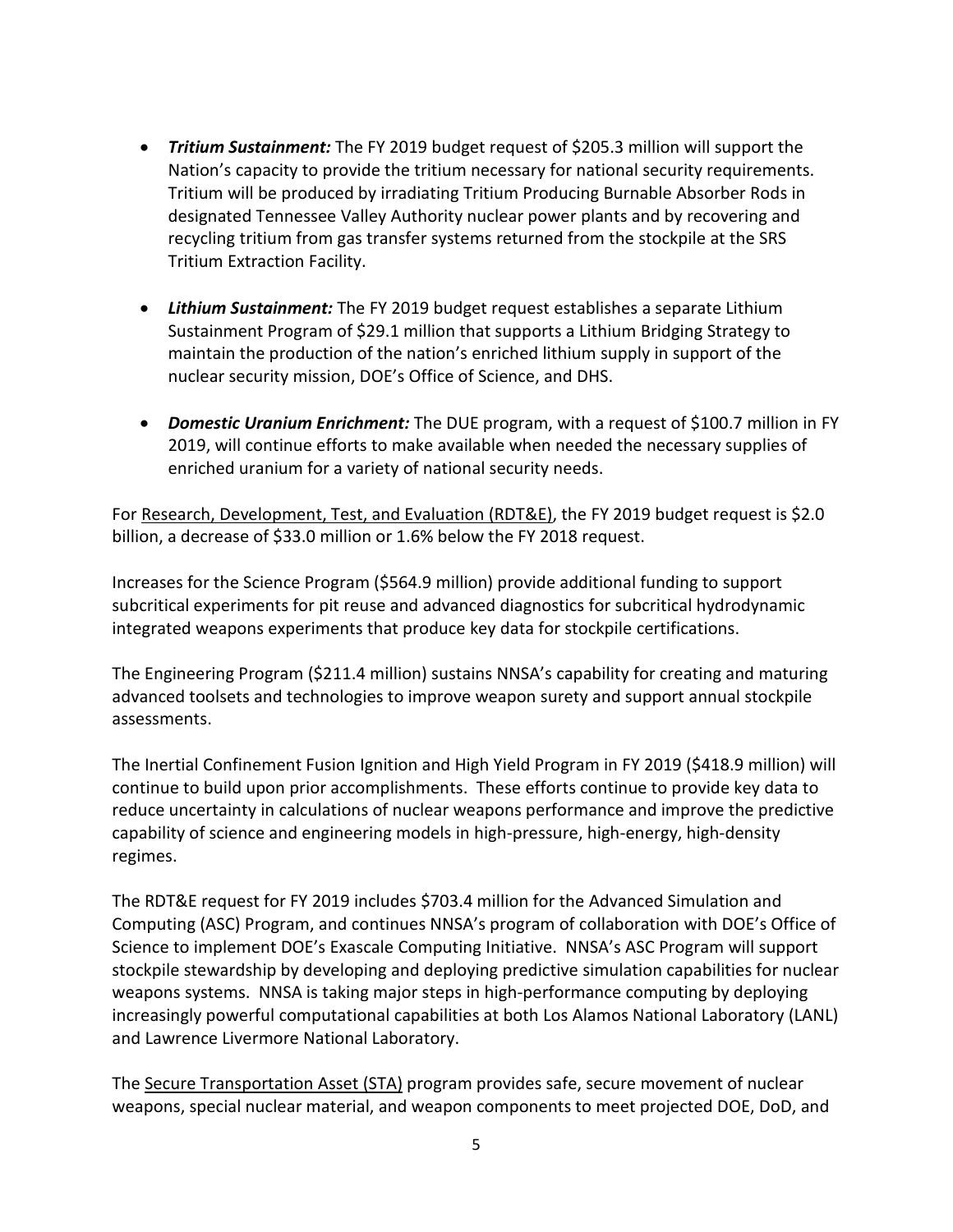- ***Tritium Sustainment:*** The FY 2019 budget request of $205.3 million will support the Nation's capacity to provide the tritium necessary for national security requirements. Tritium will be produced by irradiating Tritium Producing Burnable Absorber Rods in designated Tennessee Valley Authority nuclear power plants and by recovering and recycling tritium from gas transfer systems returned from the stockpile at the SRS Tritium Extraction Facility.

- ***Lithium Sustainment:*** The FY 2019 budget request establishes a separate Lithium Sustainment Program of $29.1 million that supports a Lithium Bridging Strategy to maintain the production of the nation's enriched lithium supply in support of the nuclear security mission, DOE's Office of Science, and DHS.

- ***Domestic Uranium Enrichment:*** The DUE program, with a request of $100.7 million in FY 2019, will continue efforts to make available when needed the necessary supplies of enriched uranium for a variety of national security needs.

For <u>Research, Development, Test, and Evaluation (RDT&E)</u>, the FY 2019 budget request is $2.0 billion, a decrease of $33.0 million or 1.6% below the FY 2018 request.

Increases for the Science Program ($564.9 million) provide additional funding to support subcritical experiments for pit reuse and advanced diagnostics for subcritical hydrodynamic integrated weapons experiments that produce key data for stockpile certifications.

The Engineering Program ($211.4 million) sustains NNSA's capability for creating and maturing advanced toolsets and technologies to improve weapon surety and support annual stockpile assessments.

The Inertial Confinement Fusion Ignition and High Yield Program in FY 2019 ($418.9 million) will continue to build upon prior accomplishments. These efforts continue to provide key data to reduce uncertainty in calculations of nuclear weapons performance and improve the predictive capability of science and engineering models in high-pressure, high-energy, high-density regimes.

The RDT&E request for FY 2019 includes $703.4 million for the Advanced Simulation and Computing (ASC) Program, and continues NNSA's program of collaboration with DOE's Office of Science to implement DOE's Exascale Computing Initiative. NNSA's ASC Program will support stockpile stewardship by developing and deploying predictive simulation capabilities for nuclear weapons systems. NNSA is taking major steps in high-performance computing by deploying increasingly powerful computational capabilities at both Los Alamos National Laboratory (LANL) and Lawrence Livermore National Laboratory.

The <u>Secure Transportation Asset (STA)</u> program provides safe, secure movement of nuclear weapons, special nuclear material, and weapon components to meet projected DOE, DoD, and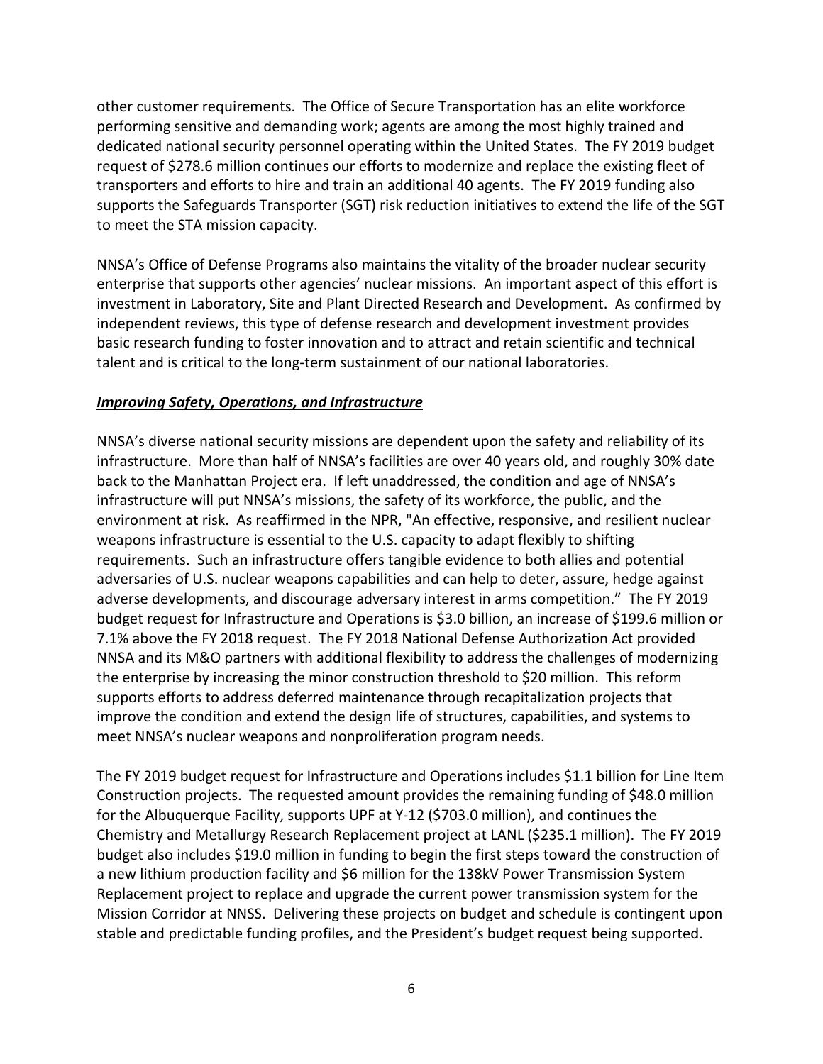other customer requirements. The Office of Secure Transportation has an elite workforce performing sensitive and demanding work; agents are among the most highly trained and dedicated national security personnel operating within the United States. The FY 2019 budget request of $278.6 million continues our efforts to modernize and replace the existing fleet of transporters and efforts to hire and train an additional 40 agents. The FY 2019 funding also supports the Safeguards Transporter (SGT) risk reduction initiatives to extend the life of the SGT to meet the STA mission capacity.

NNSA's Office of Defense Programs also maintains the vitality of the broader nuclear security enterprise that supports other agencies' nuclear missions. An important aspect of this effort is investment in Laboratory, Site and Plant Directed Research and Development. As confirmed by independent reviews, this type of defense research and development investment provides basic research funding to foster innovation and to attract and retain scientific and technical talent and is critical to the long-term sustainment of our national laboratories.

***Improving Safety, Operations, and Infrastructure***

NNSA's diverse national security missions are dependent upon the safety and reliability of its infrastructure. More than half of NNSA's facilities are over 40 years old, and roughly 30% date back to the Manhattan Project era. If left unaddressed, the condition and age of NNSA's infrastructure will put NNSA's missions, the safety of its workforce, the public, and the environment at risk. As reaffirmed in the NPR, "An effective, responsive, and resilient nuclear weapons infrastructure is essential to the U.S. capacity to adapt flexibly to shifting requirements. Such an infrastructure offers tangible evidence to both allies and potential adversaries of U.S. nuclear weapons capabilities and can help to deter, assure, hedge against adverse developments, and discourage adversary interest in arms competition." The FY 2019 budget request for Infrastructure and Operations is $3.0 billion, an increase of $199.6 million or 7.1% above the FY 2018 request. The FY 2018 National Defense Authorization Act provided NNSA and its M&O partners with additional flexibility to address the challenges of modernizing the enterprise by increasing the minor construction threshold to $20 million. This reform supports efforts to address deferred maintenance through recapitalization projects that improve the condition and extend the design life of structures, capabilities, and systems to meet NNSA's nuclear weapons and nonproliferation program needs.

The FY 2019 budget request for Infrastructure and Operations includes $1.1 billion for Line Item Construction projects. The requested amount provides the remaining funding of $48.0 million for the Albuquerque Facility, supports UPF at Y-12 ($703.0 million), and continues the Chemistry and Metallurgy Research Replacement project at LANL ($235.1 million). The FY 2019 budget also includes $19.0 million in funding to begin the first steps toward the construction of a new lithium production facility and $6 million for the 138kV Power Transmission System Replacement project to replace and upgrade the current power transmission system for the Mission Corridor at NNSS. Delivering these projects on budget and schedule is contingent upon stable and predictable funding profiles, and the President's budget request being supported.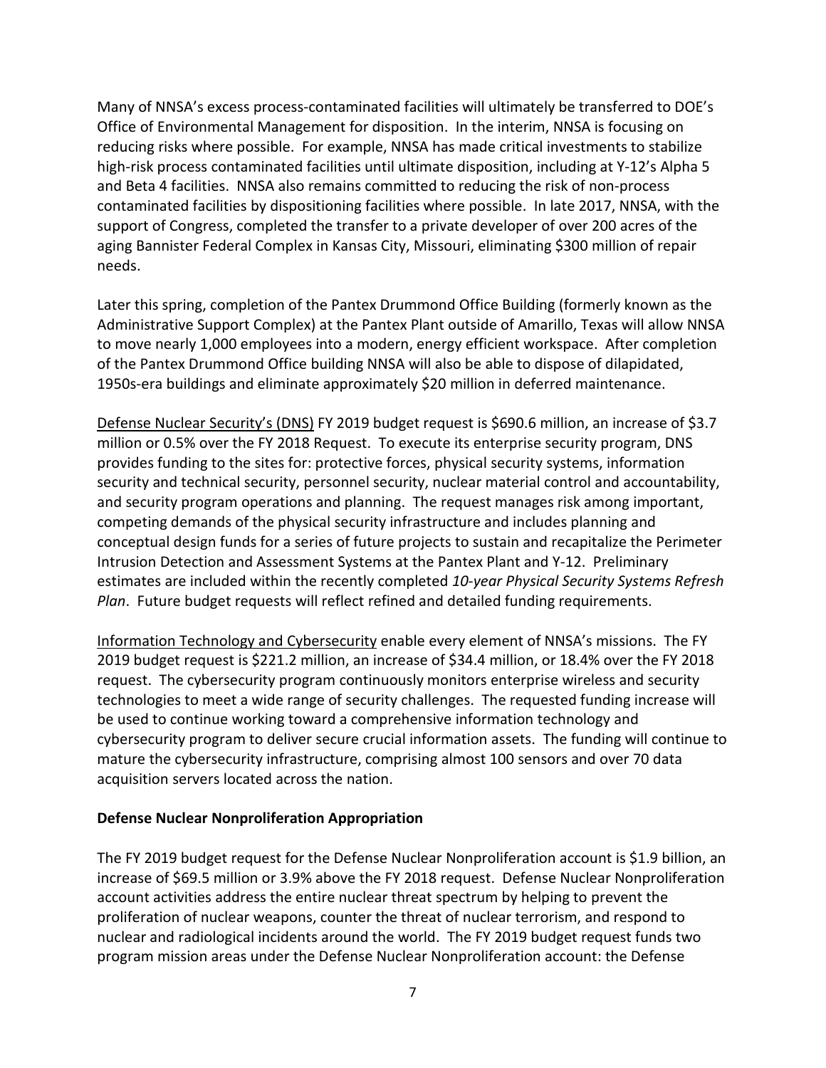Many of NNSA's excess process-contaminated facilities will ultimately be transferred to DOE's Office of Environmental Management for disposition. In the interim, NNSA is focusing on reducing risks where possible. For example, NNSA has made critical investments to stabilize high-risk process contaminated facilities until ultimate disposition, including at Y-12's Alpha 5 and Beta 4 facilities. NNSA also remains committed to reducing the risk of non-process contaminated facilities by dispositioning facilities where possible. In late 2017, NNSA, with the support of Congress, completed the transfer to a private developer of over 200 acres of the aging Bannister Federal Complex in Kansas City, Missouri, eliminating $300 million of repair needs.

Later this spring, completion of the Pantex Drummond Office Building (formerly known as the Administrative Support Complex) at the Pantex Plant outside of Amarillo, Texas will allow NNSA to move nearly 1,000 employees into a modern, energy efficient workspace. After completion of the Pantex Drummond Office building NNSA will also be able to dispose of dilapidated, 1950s-era buildings and eliminate approximately $20 million in deferred maintenance.

<u>Defense Nuclear Security's (DNS)</u> FY 2019 budget request is $690.6 million, an increase of $3.7 million or 0.5% over the FY 2018 Request. To execute its enterprise security program, DNS provides funding to the sites for: protective forces, physical security systems, information security and technical security, personnel security, nuclear material control and accountability, and security program operations and planning. The request manages risk among important, competing demands of the physical security infrastructure and includes planning and conceptual design funds for a series of future projects to sustain and recapitalize the Perimeter Intrusion Detection and Assessment Systems at the Pantex Plant and Y-12. Preliminary estimates are included within the recently completed *10-year Physical Security Systems Refresh Plan*. Future budget requests will reflect refined and detailed funding requirements.

<u>Information Technology and Cybersecurity</u> enable every element of NNSA's missions. The FY 2019 budget request is $221.2 million, an increase of $34.4 million, or 18.4% over the FY 2018 request. The cybersecurity program continuously monitors enterprise wireless and security technologies to meet a wide range of security challenges. The requested funding increase will be used to continue working toward a comprehensive information technology and cybersecurity program to deliver secure crucial information assets. The funding will continue to mature the cybersecurity infrastructure, comprising almost 100 sensors and over 70 data acquisition servers located across the nation.

**Defense Nuclear Nonproliferation Appropriation**

The FY 2019 budget request for the Defense Nuclear Nonproliferation account is $1.9 billion, an increase of $69.5 million or 3.9% above the FY 2018 request. Defense Nuclear Nonproliferation account activities address the entire nuclear threat spectrum by helping to prevent the proliferation of nuclear weapons, counter the threat of nuclear terrorism, and respond to nuclear and radiological incidents around the world. The FY 2019 budget request funds two program mission areas under the Defense Nuclear Nonproliferation account: the Defense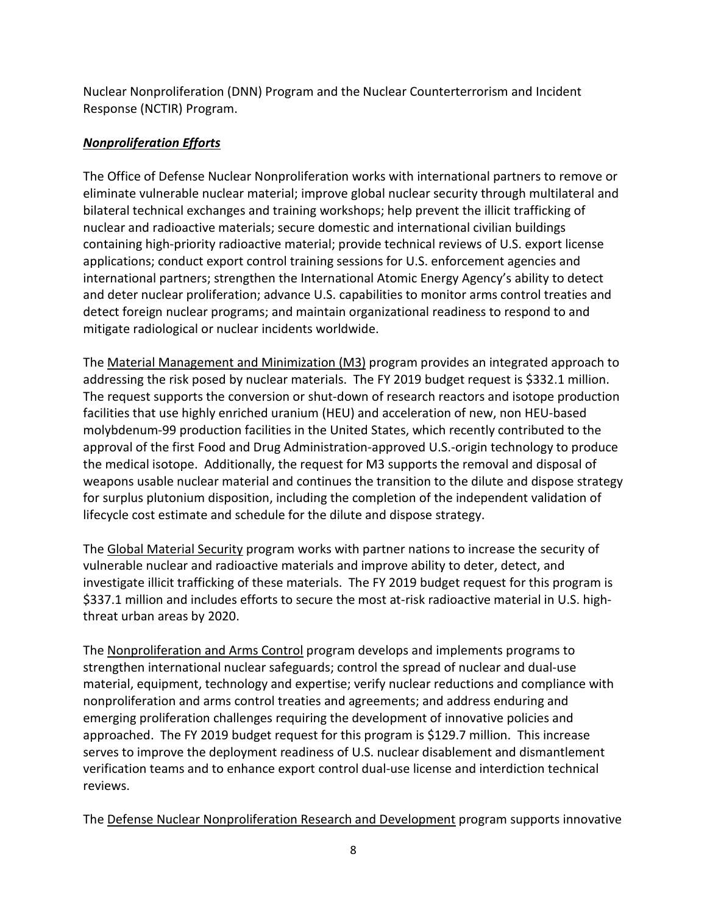Nuclear Nonproliferation (DNN) Program and the Nuclear Counterterrorism and Incident Response (NCTIR) Program.

***Nonproliferation Efforts***

The Office of Defense Nuclear Nonproliferation works with international partners to remove or eliminate vulnerable nuclear material; improve global nuclear security through multilateral and bilateral technical exchanges and training workshops; help prevent the illicit trafficking of nuclear and radioactive materials; secure domestic and international civilian buildings containing high-priority radioactive material; provide technical reviews of U.S. export license applications; conduct export control training sessions for U.S. enforcement agencies and international partners; strengthen the International Atomic Energy Agency's ability to detect and deter nuclear proliferation; advance U.S. capabilities to monitor arms control treaties and detect foreign nuclear programs; and maintain organizational readiness to respond to and mitigate radiological or nuclear incidents worldwide.

The Material Management and Minimization (M3) program provides an integrated approach to addressing the risk posed by nuclear materials. The FY 2019 budget request is $332.1 million. The request supports the conversion or shut-down of research reactors and isotope production facilities that use highly enriched uranium (HEU) and acceleration of new, non HEU-based molybdenum-99 production facilities in the United States, which recently contributed to the approval of the first Food and Drug Administration-approved U.S.-origin technology to produce the medical isotope. Additionally, the request for M3 supports the removal and disposal of weapons usable nuclear material and continues the transition to the dilute and dispose strategy for surplus plutonium disposition, including the completion of the independent validation of lifecycle cost estimate and schedule for the dilute and dispose strategy.

The Global Material Security program works with partner nations to increase the security of vulnerable nuclear and radioactive materials and improve ability to deter, detect, and investigate illicit trafficking of these materials. The FY 2019 budget request for this program is $337.1 million and includes efforts to secure the most at-risk radioactive material in U.S. high-threat urban areas by 2020.

The Nonproliferation and Arms Control program develops and implements programs to strengthen international nuclear safeguards; control the spread of nuclear and dual-use material, equipment, technology and expertise; verify nuclear reductions and compliance with nonproliferation and arms control treaties and agreements; and address enduring and emerging proliferation challenges requiring the development of innovative policies and approached. The FY 2019 budget request for this program is $129.7 million. This increase serves to improve the deployment readiness of U.S. nuclear disablement and dismantlement verification teams and to enhance export control dual-use license and interdiction technical reviews.

The Defense Nuclear Nonproliferation Research and Development program supports innovative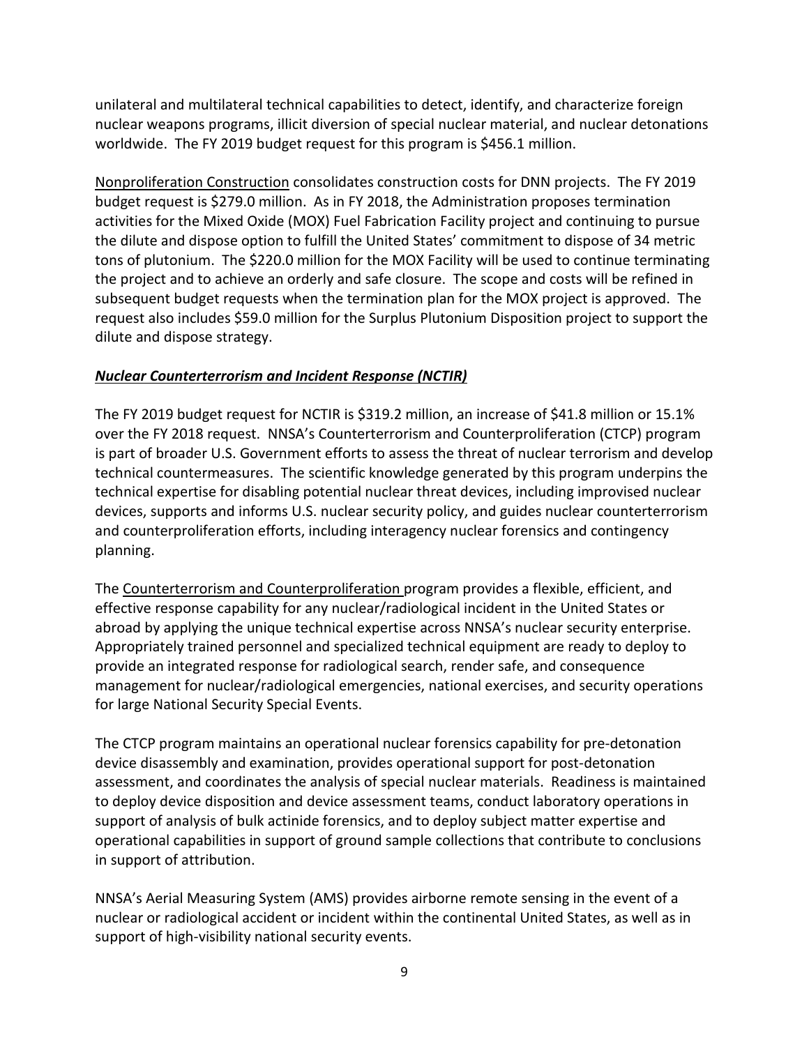unilateral and multilateral technical capabilities to detect, identify, and characterize foreign nuclear weapons programs, illicit diversion of special nuclear material, and nuclear detonations worldwide. The FY 2019 budget request for this program is $456.1 million.

Nonproliferation Construction consolidates construction costs for DNN projects. The FY 2019 budget request is $279.0 million. As in FY 2018, the Administration proposes termination activities for the Mixed Oxide (MOX) Fuel Fabrication Facility project and continuing to pursue the dilute and dispose option to fulfill the United States' commitment to dispose of 34 metric tons of plutonium. The $220.0 million for the MOX Facility will be used to continue terminating the project and to achieve an orderly and safe closure. The scope and costs will be refined in subsequent budget requests when the termination plan for the MOX project is approved. The request also includes $59.0 million for the Surplus Plutonium Disposition project to support the dilute and dispose strategy.

***Nuclear Counterterrorism and Incident Response (NCTIR)***

The FY 2019 budget request for NCTIR is $319.2 million, an increase of $41.8 million or 15.1% over the FY 2018 request. NNSA's Counterterrorism and Counterproliferation (CTCP) program is part of broader U.S. Government efforts to assess the threat of nuclear terrorism and develop technical countermeasures. The scientific knowledge generated by this program underpins the technical expertise for disabling potential nuclear threat devices, including improvised nuclear devices, supports and informs U.S. nuclear security policy, and guides nuclear counterterrorism and counterproliferation efforts, including interagency nuclear forensics and contingency planning.

The Counterterrorism and Counterproliferation program provides a flexible, efficient, and effective response capability for any nuclear/radiological incident in the United States or abroad by applying the unique technical expertise across NNSA's nuclear security enterprise. Appropriately trained personnel and specialized technical equipment are ready to deploy to provide an integrated response for radiological search, render safe, and consequence management for nuclear/radiological emergencies, national exercises, and security operations for large National Security Special Events.

The CTCP program maintains an operational nuclear forensics capability for pre-detonation device disassembly and examination, provides operational support for post-detonation assessment, and coordinates the analysis of special nuclear materials. Readiness is maintained to deploy device disposition and device assessment teams, conduct laboratory operations in support of analysis of bulk actinide forensics, and to deploy subject matter expertise and operational capabilities in support of ground sample collections that contribute to conclusions in support of attribution.

NNSA's Aerial Measuring System (AMS) provides airborne remote sensing in the event of a nuclear or radiological accident or incident within the continental United States, as well as in support of high-visibility national security events.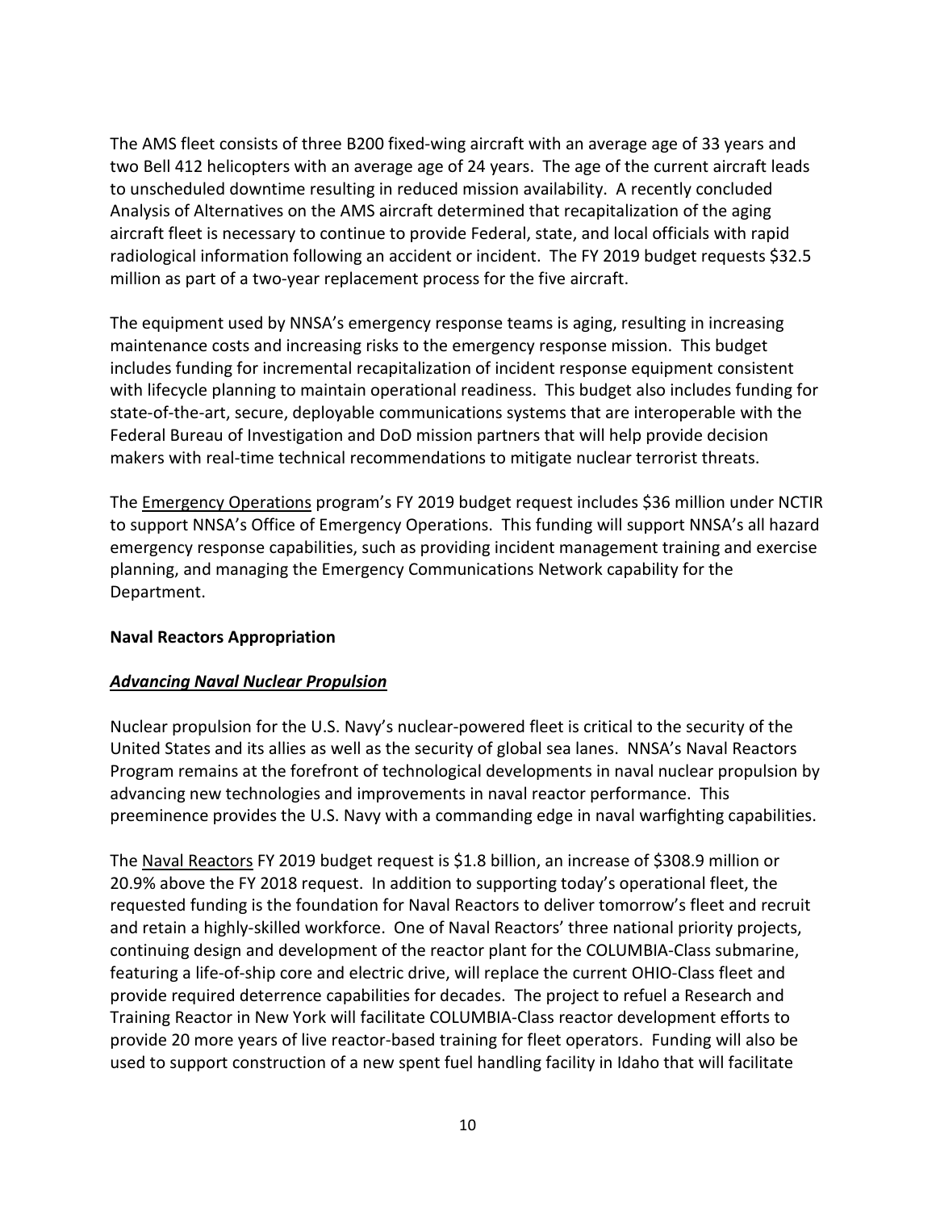The AMS fleet consists of three B200 fixed-wing aircraft with an average age of 33 years and two Bell 412 helicopters with an average age of 24 years. The age of the current aircraft leads to unscheduled downtime resulting in reduced mission availability. A recently concluded Analysis of Alternatives on the AMS aircraft determined that recapitalization of the aging aircraft fleet is necessary to continue to provide Federal, state, and local officials with rapid radiological information following an accident or incident. The FY 2019 budget requests $32.5 million as part of a two-year replacement process for the five aircraft.

The equipment used by NNSA's emergency response teams is aging, resulting in increasing maintenance costs and increasing risks to the emergency response mission. This budget includes funding for incremental recapitalization of incident response equipment consistent with lifecycle planning to maintain operational readiness. This budget also includes funding for state-of-the-art, secure, deployable communications systems that are interoperable with the Federal Bureau of Investigation and DoD mission partners that will help provide decision makers with real-time technical recommendations to mitigate nuclear terrorist threats.

The Emergency Operations program's FY 2019 budget request includes $36 million under NCTIR to support NNSA's Office of Emergency Operations. This funding will support NNSA's all hazard emergency response capabilities, such as providing incident management training and exercise planning, and managing the Emergency Communications Network capability for the Department.

**Naval Reactors Appropriation**

***Advancing Naval Nuclear Propulsion***

Nuclear propulsion for the U.S. Navy's nuclear-powered fleet is critical to the security of the United States and its allies as well as the security of global sea lanes. NNSA's Naval Reactors Program remains at the forefront of technological developments in naval nuclear propulsion by advancing new technologies and improvements in naval reactor performance. This preeminence provides the U.S. Navy with a commanding edge in naval warfighting capabilities.

The Naval Reactors FY 2019 budget request is $1.8 billion, an increase of $308.9 million or 20.9% above the FY 2018 request. In addition to supporting today's operational fleet, the requested funding is the foundation for Naval Reactors to deliver tomorrow's fleet and recruit and retain a highly-skilled workforce. One of Naval Reactors' three national priority projects, continuing design and development of the reactor plant for the COLUMBIA-Class submarine, featuring a life-of-ship core and electric drive, will replace the current OHIO-Class fleet and provide required deterrence capabilities for decades. The project to refuel a Research and Training Reactor in New York will facilitate COLUMBIA-Class reactor development efforts to provide 20 more years of live reactor-based training for fleet operators. Funding will also be used to support construction of a new spent fuel handling facility in Idaho that will facilitate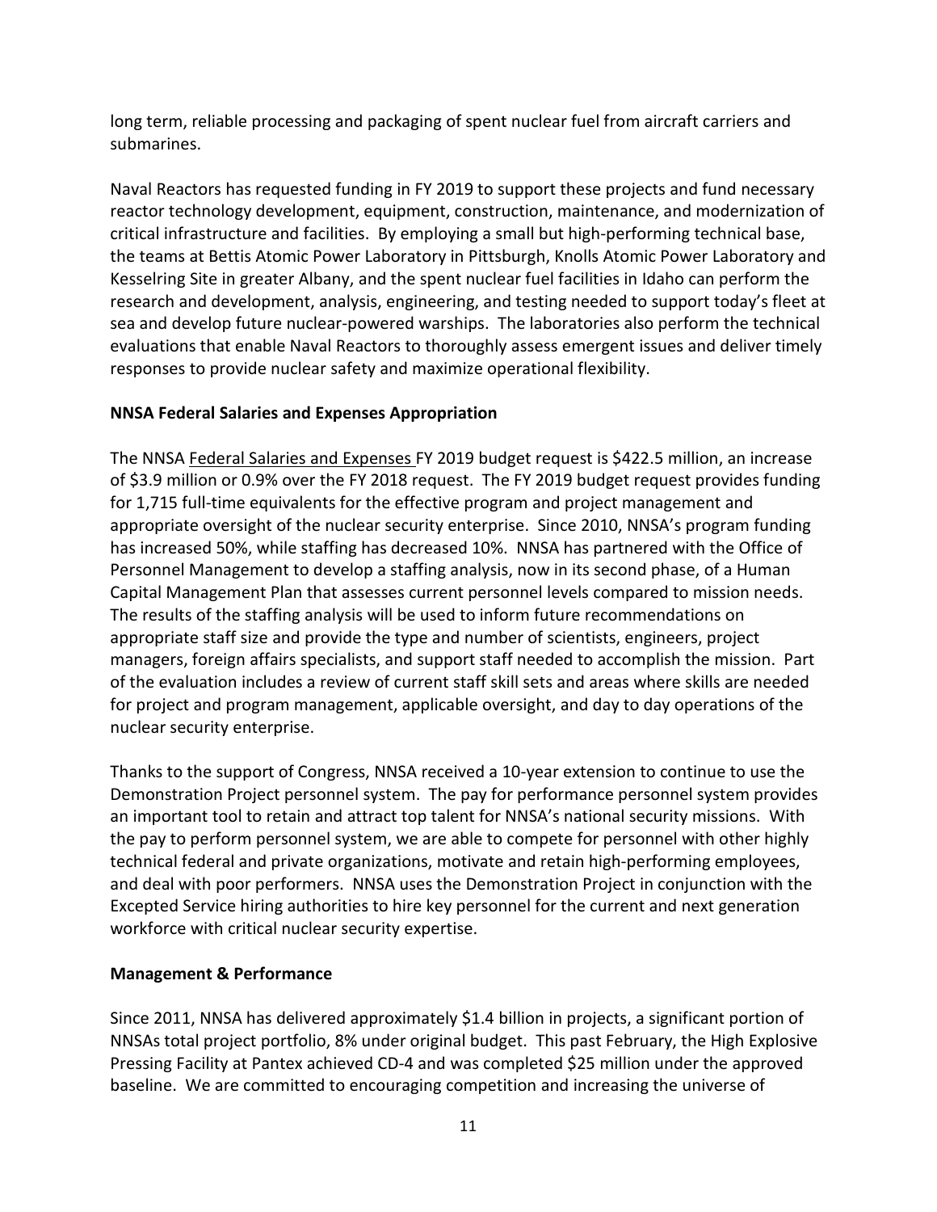long term, reliable processing and packaging of spent nuclear fuel from aircraft carriers and submarines.

Naval Reactors has requested funding in FY 2019 to support these projects and fund necessary reactor technology development, equipment, construction, maintenance, and modernization of critical infrastructure and facilities. By employing a small but high-performing technical base, the teams at Bettis Atomic Power Laboratory in Pittsburgh, Knolls Atomic Power Laboratory and Kesselring Site in greater Albany, and the spent nuclear fuel facilities in Idaho can perform the research and development, analysis, engineering, and testing needed to support today's fleet at sea and develop future nuclear-powered warships. The laboratories also perform the technical evaluations that enable Naval Reactors to thoroughly assess emergent issues and deliver timely responses to provide nuclear safety and maximize operational flexibility.

**NNSA Federal Salaries and Expenses Appropriation**

The NNSA Federal Salaries and Expenses FY 2019 budget request is $422.5 million, an increase of $3.9 million or 0.9% over the FY 2018 request. The FY 2019 budget request provides funding for 1,715 full-time equivalents for the effective program and project management and appropriate oversight of the nuclear security enterprise. Since 2010, NNSA's program funding has increased 50%, while staffing has decreased 10%. NNSA has partnered with the Office of Personnel Management to develop a staffing analysis, now in its second phase, of a Human Capital Management Plan that assesses current personnel levels compared to mission needs. The results of the staffing analysis will be used to inform future recommendations on appropriate staff size and provide the type and number of scientists, engineers, project managers, foreign affairs specialists, and support staff needed to accomplish the mission. Part of the evaluation includes a review of current staff skill sets and areas where skills are needed for project and program management, applicable oversight, and day to day operations of the nuclear security enterprise.

Thanks to the support of Congress, NNSA received a 10-year extension to continue to use the Demonstration Project personnel system. The pay for performance personnel system provides an important tool to retain and attract top talent for NNSA's national security missions. With the pay to perform personnel system, we are able to compete for personnel with other highly technical federal and private organizations, motivate and retain high-performing employees, and deal with poor performers. NNSA uses the Demonstration Project in conjunction with the Excepted Service hiring authorities to hire key personnel for the current and next generation workforce with critical nuclear security expertise.

**Management & Performance**

Since 2011, NNSA has delivered approximately $1.4 billion in projects, a significant portion of NNSAs total project portfolio, 8% under original budget. This past February, the High Explosive Pressing Facility at Pantex achieved CD-4 and was completed $25 million under the approved baseline. We are committed to encouraging competition and increasing the universe of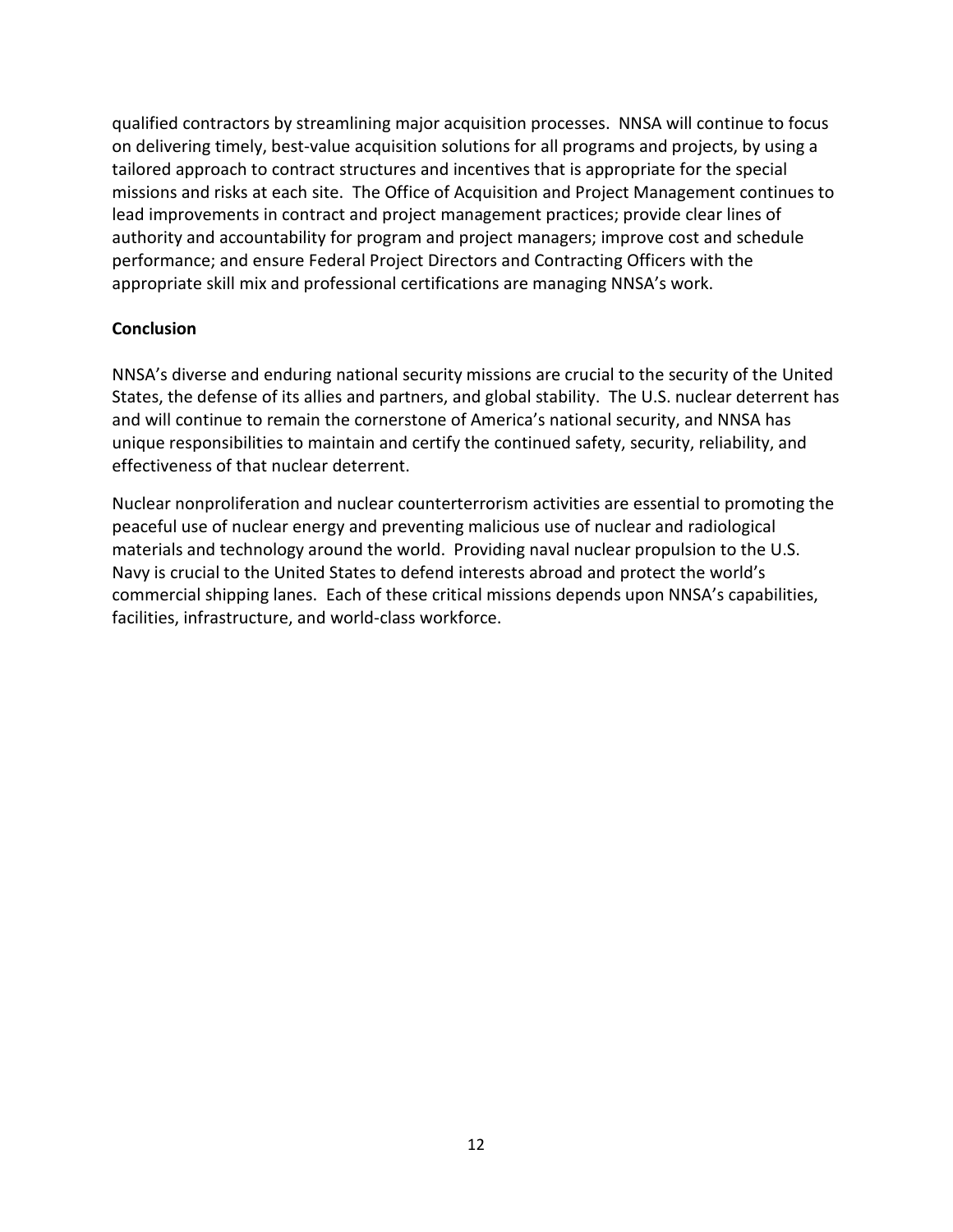qualified contractors by streamlining major acquisition processes. NNSA will continue to focus on delivering timely, best-value acquisition solutions for all programs and projects, by using a tailored approach to contract structures and incentives that is appropriate for the special missions and risks at each site. The Office of Acquisition and Project Management continues to lead improvements in contract and project management practices; provide clear lines of authority and accountability for program and project managers; improve cost and schedule performance; and ensure Federal Project Directors and Contracting Officers with the appropriate skill mix and professional certifications are managing NNSA's work.

**Conclusion**

NNSA's diverse and enduring national security missions are crucial to the security of the United States, the defense of its allies and partners, and global stability. The U.S. nuclear deterrent has and will continue to remain the cornerstone of America's national security, and NNSA has unique responsibilities to maintain and certify the continued safety, security, reliability, and effectiveness of that nuclear deterrent.

Nuclear nonproliferation and nuclear counterterrorism activities are essential to promoting the peaceful use of nuclear energy and preventing malicious use of nuclear and radiological materials and technology around the world. Providing naval nuclear propulsion to the U.S. Navy is crucial to the United States to defend interests abroad and protect the world's commercial shipping lanes. Each of these critical missions depends upon NNSA's capabilities, facilities, infrastructure, and world-class workforce.